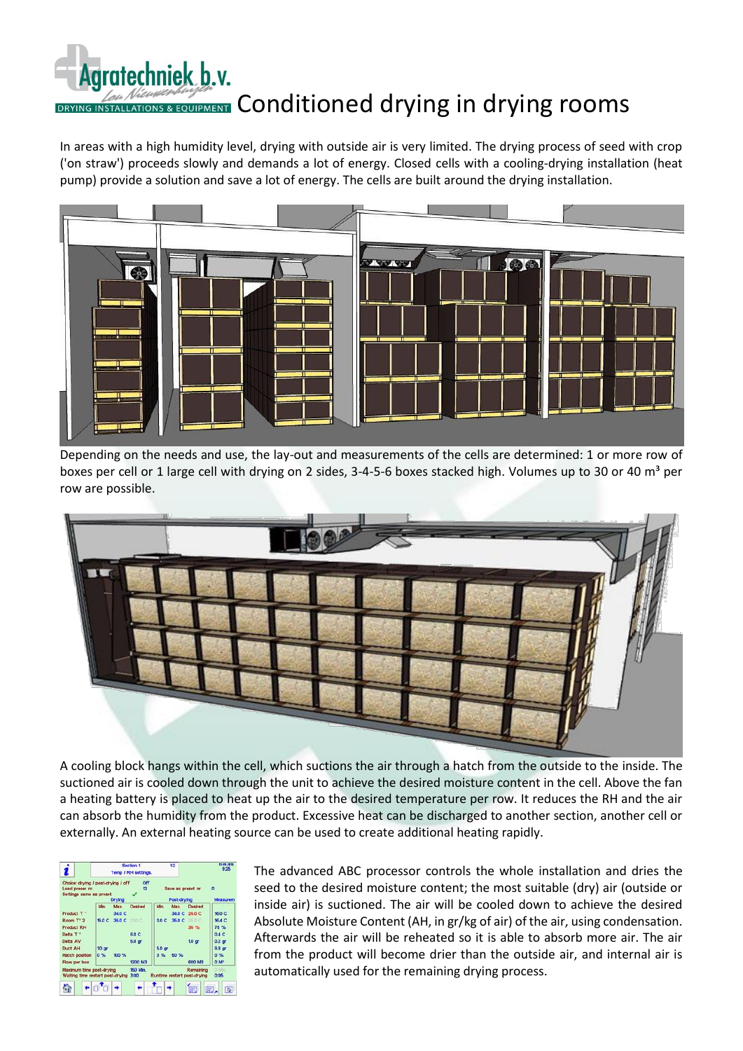# Conditioned drying in drying rooms

In areas with a high humidity level, drying with outside air is very limited. The drying process of seed with crop ('on straw') proceeds slowly and demands a lot of energy. Closed cells with a cooling-drying installation (heat pump) provide a solution and save a lot of energy. The cells are built around the drying installation.

Depending on the needs and use, the lay-out and measurements of the cells are determined: 1 or more row of boxes per cell or 1 large cell with drying on 2 sides, 3-4-5-6 boxes stacked high. Volumes up to 30 or 40 m³ per row are possible.

A cooling block hangs within the cell, which suctions the air through a hatch from the outside to the inside. The suctioned air is cooled down through the unit to achieve the desired moisture content in the cell. Above the fan a heating battery is placed to heat up the air to the desired temperature per row. It reduces the RH and the air can absorb the humidity from the product. Excessive heat can be discharged to another section, another cell or externally. An external heating source can be used to create additional heating rapidly.

The advanced ABC processor controls the whole installation and dries the seed to the desired moisture content; the most suitable (dry) air (outside or inside air) is suctioned. The air will be cooled down to achieve the desired Absolute Moisture Content (AH, in gr/kg of air) of the air, using condensation. Afterwards the air will be reheated so it is able to absorb more air. The air from the product will become drier than the outside air, and internal air is automatically used for the remaining drying process.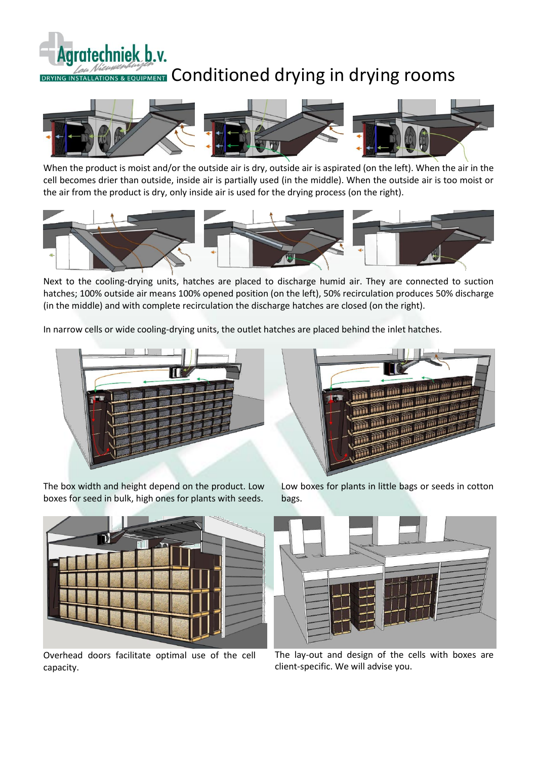# Conditioned drying in drying rooms

When the product is moist and/or the outside air is dry, outside air is aspirated (on the left). When the air in the cell becomes drier than outside, inside air is partially used (in the middle). When the outside air is too moist or the air from the product is dry, only inside air is used for the drying process (on the right).

Next to the cooling-drying units, hatches are placed to discharge humid air. They are connected to suction hatches; 100% outside air means 100% opened position (on the left), 50% recirculation produces 50% discharge (in the middle) and with complete recirculation the discharge hatches are closed (on the right).

In narrow cells or wide cooling-drying units, the outlet hatches are placed behind the inlet hatches.

The box width and height depend on the product. Low boxes for seed in bulk, high ones for plants with seeds.

Low boxes for plants in little bags or seeds in cotton bags.

Overhead doors facilitate optimal use of the cell capacity.

The lay-out and design of the cells with boxes are client-specific. We will advise you.